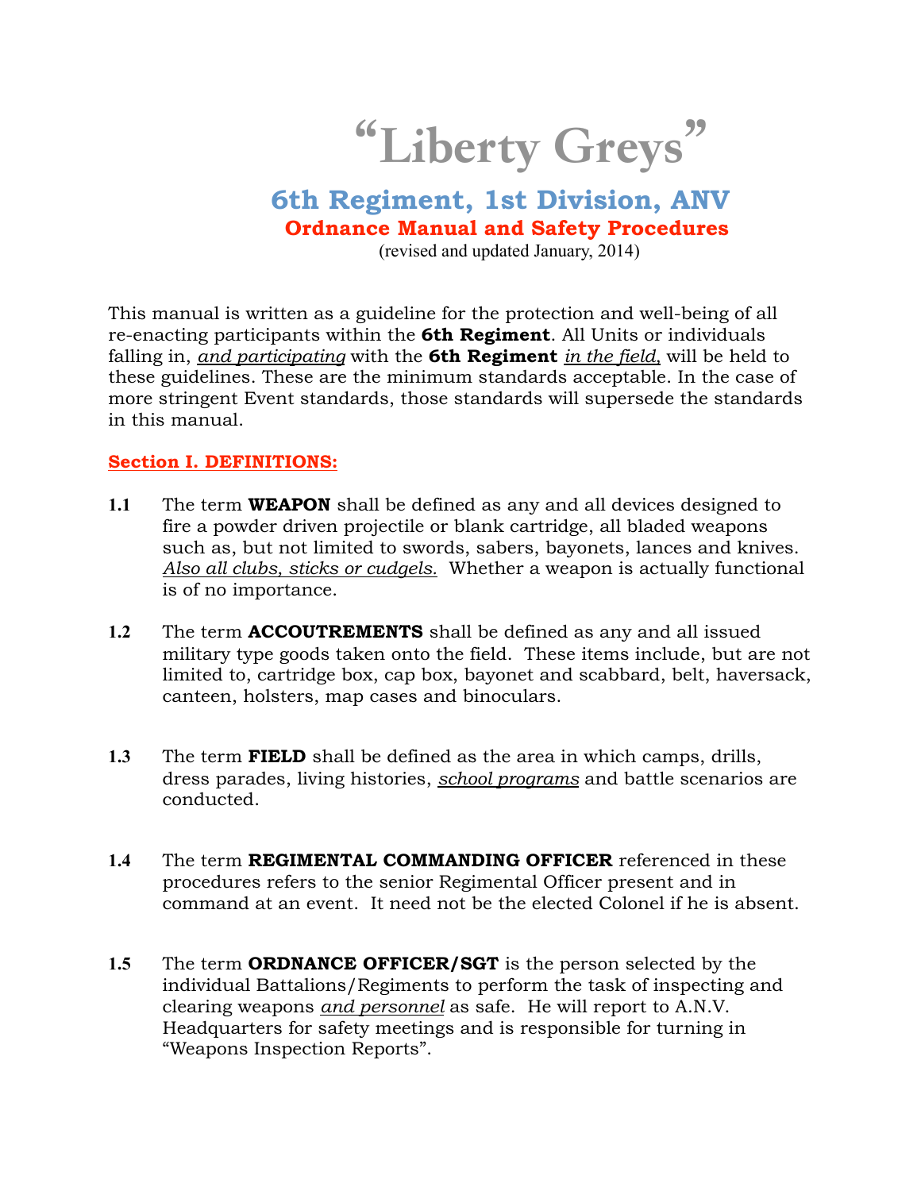# "Liberty Greys"

## 6th Regiment, 1st Division, ANV

### Ordnance Manual and Safety Procedures

(revised and updated January, 2014)

This manual is written as a guideline for the protection and well-being of all re-enacting participants within the **6th Regiment**. All Units or individuals falling in, *and participating* with the **6th Regiment** *in the field,* will be held to these guidelines. These are the minimum standards acceptable. In the case of more stringent Event standards, those standards will supersede the standards in this manual.

## Section I. DEFINITIONS:

**1.1** The term **WEAPON** shall be defined as any and all devices designed to fire a powder driven projectile or blank cartridge, all bladed weapons such as, but not limited to swords, sabers, bayonets, lances and knives. *Also all clubs, sticks or cudgels.* Whether a weapon is actually functional is of no importance.

**1.2** The term **ACCOUTREMENTS** shall be defined as any and all issued military type goods taken onto the field. These items include, but are not limited to, cartridge box, cap box, bayonet and scabbard, belt, haversack, canteen, holsters, map cases and binoculars.

**1.3** The term **FIELD** shall be defined as the area in which camps, drills, dress parades, living histories, *school programs* and battle scenarios are conducted.

**1.4** The term **REGIMENTAL COMMANDING OFFICER** referenced in these procedures refers to the senior Regimental Officer present and in command at an event. It need not be the elected Colonel if he is absent.

**1.5** The term **ORDNANCE OFFICER/SGT** is the person selected by the individual Battalions/Regiments to perform the task of inspecting and clearing weapons *and personnel* as safe. He will report to A.N.V. Headquarters for safety meetings and is responsible for turning in "Weapons Inspection Reports".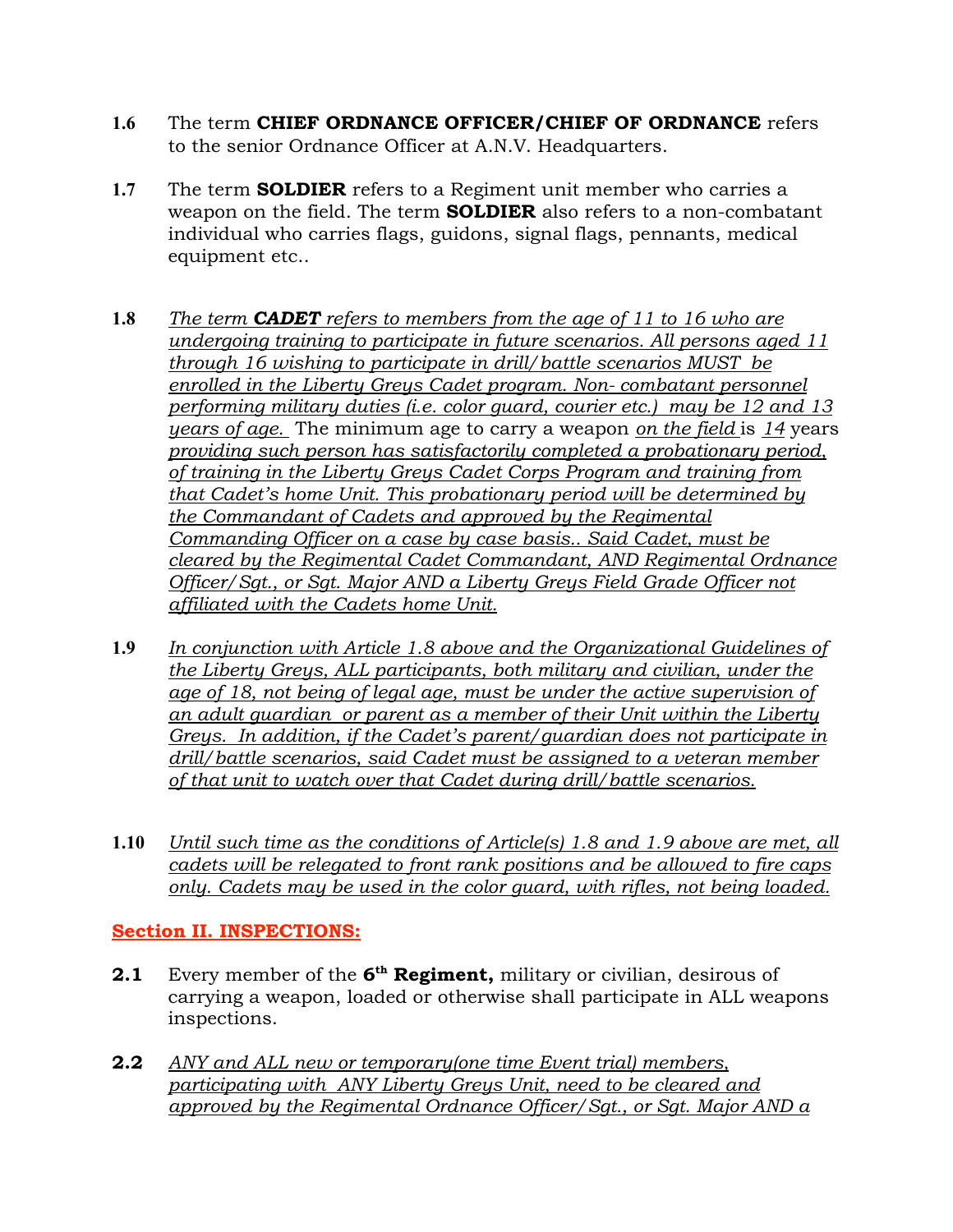**1.6** The term **CHIEF ORDNANCE OFFICER/CHIEF OF ORDNANCE** refers to the senior Ordnance Officer at A.N.V. Headquarters.

**1.7** The term **SOLDIER** refers to a Regiment unit member who carries a weapon on the field. The term **SOLDIER** also refers to a non-combatant individual who carries flags, guidons, signal flags, pennants, medical equipment etc..

**1.8** *The term **CADET** refers to members from the age of 11 to 16 who are undergoing training to participate in future scenarios. All persons aged 11 through 16 wishing to participate in drill/battle scenarios MUST be enrolled in the Liberty Greys Cadet program. Non- combatant personnel performing military duties (i.e. color guard, courier etc.) may be 12 and 13 years of age.* The minimum age to carry a weapon *on the field* is *14* years *providing such person has satisfactorily completed a probationary period, of training in the Liberty Greys Cadet Corps Program and training from that Cadet's home Unit. This probationary period will be determined by the Commandant of Cadets and approved by the Regimental Commanding Officer on a case by case basis.. Said Cadet, must be cleared by the Regimental Cadet Commandant, AND Regimental Ordnance Officer/Sgt., or Sgt. Major AND a Liberty Greys Field Grade Officer not affiliated with the Cadets home Unit.*

**1.9** *In conjunction with Article 1.8 above and the Organizational Guidelines of the Liberty Greys, ALL participants, both military and civilian, under the age of 18, not being of legal age, must be under the active supervision of an adult guardian or parent as a member of their Unit within the Liberty Greys. In addition, if the Cadet's parent/guardian does not participate in drill/battle scenarios, said Cadet must be assigned to a veteran member of that unit to watch over that Cadet during drill/battle scenarios.*

**1.10** *Until such time as the conditions of Article(s) 1.8 and 1.9 above are met, all cadets will be relegated to front rank positions and be allowed to fire caps only. Cadets may be used in the color guard, with rifles, not being loaded.*

## Section II. INSPECTIONS:

**2.1** Every member of the **6th Regiment,** military or civilian, desirous of carrying a weapon, loaded or otherwise shall participate in ALL weapons inspections.

**2.2** *ANY and ALL new or temporary(one time Event trial) members, participating with ANY Liberty Greys Unit, need to be cleared and approved by the Regimental Ordnance Officer/Sgt., or Sgt. Major AND a*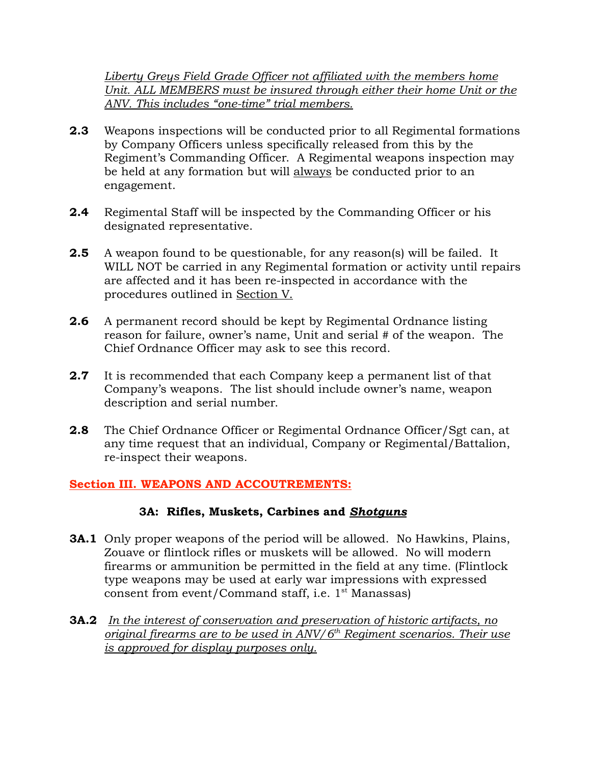*<u>Liberty Greys Field Grade Officer not affiliated with the members home Unit. ALL MEMBERS must be insured through either their home Unit or the ANV. This includes "one-time" trial members.</u>*

**2.3** Weapons inspections will be conducted prior to all Regimental formations by Company Officers unless specifically released from this by the Regiment's Commanding Officer. A Regimental weapons inspection may be held at any formation but will <u>always</u> be conducted prior to an engagement.

**2.4** Regimental Staff will be inspected by the Commanding Officer or his designated representative.

**2.5** A weapon found to be questionable, for any reason(s) will be failed. It WILL NOT be carried in any Regimental formation or activity until repairs are affected and it has been re-inspected in accordance with the procedures outlined in <u>Section V.</u>

**2.6** A permanent record should be kept by Regimental Ordnance listing reason for failure, owner's name, Unit and serial # of the weapon. The Chief Ordnance Officer may ask to see this record.

**2.7** It is recommended that each Company keep a permanent list of that Company's weapons. The list should include owner's name, weapon description and serial number.

**2.8** The Chief Ordnance Officer or Regimental Ordnance Officer/Sgt can, at any time request that an individual, Company or Regimental/Battalion, re-inspect their weapons.

## <u>Section III. WEAPONS AND ACCOUTREMENTS:</u>

### 3A: Rifles, Muskets, Carbines and *<u>Shotguns</u>*

**3A.1** Only proper weapons of the period will be allowed. No Hawkins, Plains, Zouave or flintlock rifles or muskets will be allowed. No will modern firearms or ammunition be permitted in the field at any time. (Flintlock type weapons may be used at early war impressions with expressed consent from event/Command staff, i.e. 1st Manassas)

**3A.2** *<u>In the interest of conservation and preservation of historic artifacts, no original firearms are to be used in ANV/6th Regiment scenarios. Their use is approved for display purposes only.</u>*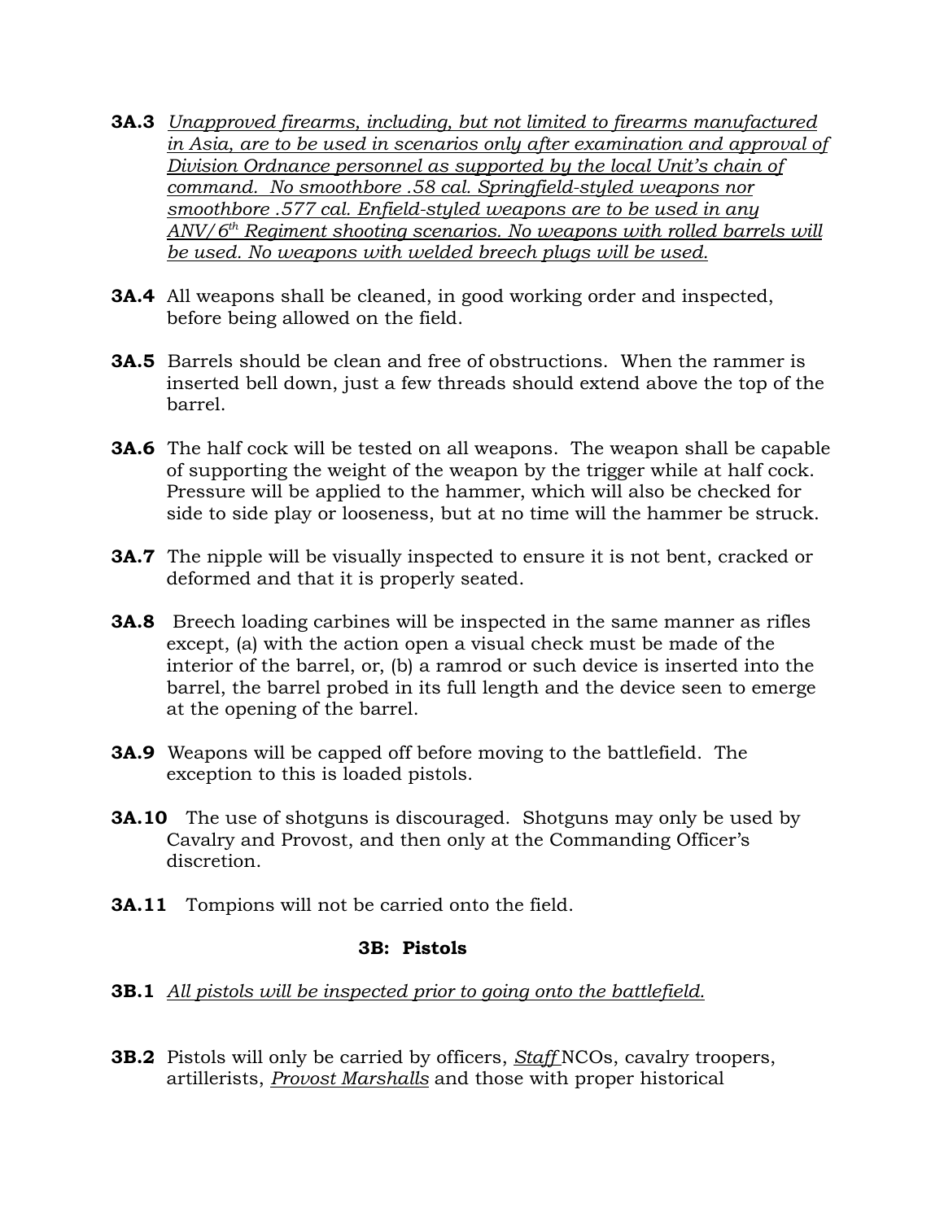**3A.3** *Unapproved firearms, including, but not limited to firearms manufactured in Asia, are to be used in scenarios only after examination and approval of Division Ordnance personnel as supported by the local Unit's chain of command. No smoothbore .58 cal. Springfield-styled weapons nor smoothbore .577 cal. Enfield-styled weapons are to be used in any ANV/6th Regiment shooting scenarios. No weapons with rolled barrels will be used. No weapons with welded breech plugs will be used.*

**3A.4** All weapons shall be cleaned, in good working order and inspected, before being allowed on the field.

**3A.5** Barrels should be clean and free of obstructions. When the rammer is inserted bell down, just a few threads should extend above the top of the barrel.

**3A.6** The half cock will be tested on all weapons. The weapon shall be capable of supporting the weight of the weapon by the trigger while at half cock. Pressure will be applied to the hammer, which will also be checked for side to side play or looseness, but at no time will the hammer be struck.

**3A.7** The nipple will be visually inspected to ensure it is not bent, cracked or deformed and that it is properly seated.

**3A.8** Breech loading carbines will be inspected in the same manner as rifles except, (a) with the action open a visual check must be made of the interior of the barrel, or, (b) a ramrod or such device is inserted into the barrel, the barrel probed in its full length and the device seen to emerge at the opening of the barrel.

**3A.9** Weapons will be capped off before moving to the battlefield. The exception to this is loaded pistols.

**3A.10** The use of shotguns is discouraged. Shotguns may only be used by Cavalry and Provost, and then only at the Commanding Officer's discretion.

**3A.11** Tompions will not be carried onto the field.

### 3B: Pistols

**3B.1** *All pistols will be inspected prior to going onto the battlefield.*

**3B.2** Pistols will only be carried by officers, *Staff* NCOs, cavalry troopers, artillerists, *Provost Marshalls* and those with proper historical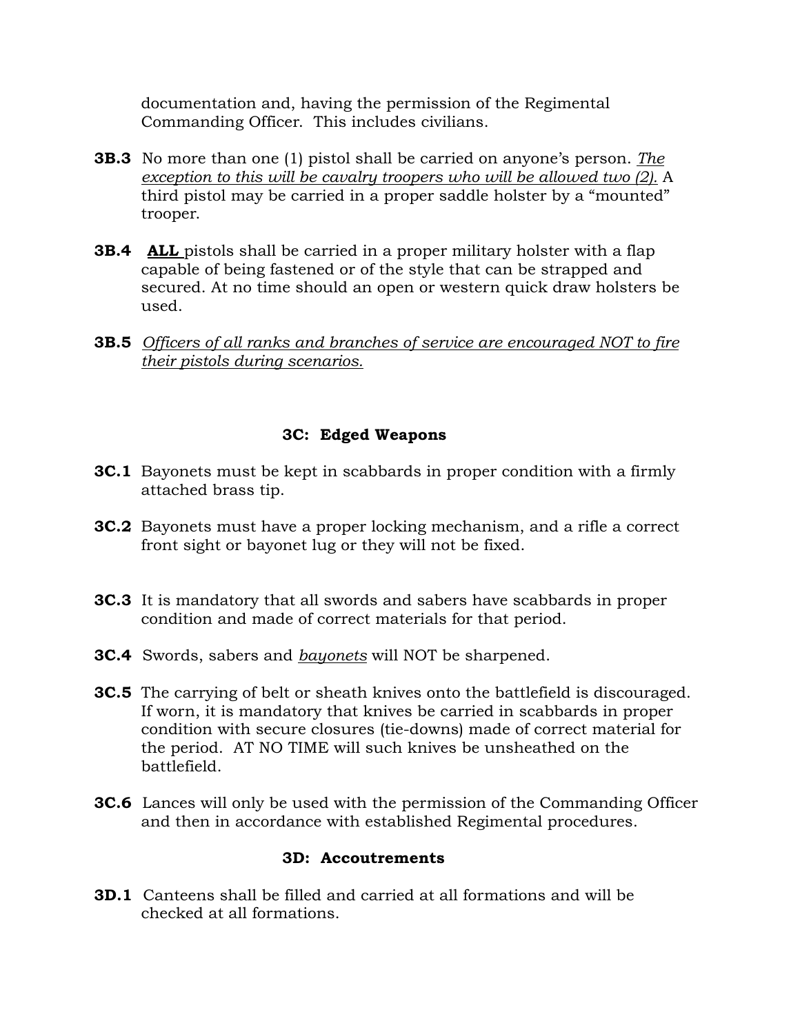documentation and, having the permission of the Regimental Commanding Officer. This includes civilians.

**3B.3** No more than one (1) pistol shall be carried on anyone's person. *The exception to this will be cavalry troopers who will be allowed two (2).* A third pistol may be carried in a proper saddle holster by a "mounted" trooper.

**3B.4** **ALL** pistols shall be carried in a proper military holster with a flap capable of being fastened or of the style that can be strapped and secured. At no time should an open or western quick draw holsters be used.

**3B.5** *Officers of all ranks and branches of service are encouraged NOT to fire their pistols during scenarios.*

### 3C: Edged Weapons

**3C.1** Bayonets must be kept in scabbards in proper condition with a firmly attached brass tip.

**3C.2** Bayonets must have a proper locking mechanism, and a rifle a correct front sight or bayonet lug or they will not be fixed.

**3C.3** It is mandatory that all swords and sabers have scabbards in proper condition and made of correct materials for that period.

**3C.4** Swords, sabers and *bayonets* will NOT be sharpened.

**3C.5** The carrying of belt or sheath knives onto the battlefield is discouraged. If worn, it is mandatory that knives be carried in scabbards in proper condition with secure closures (tie-downs) made of correct material for the period. AT NO TIME will such knives be unsheathed on the battlefield.

**3C.6** Lances will only be used with the permission of the Commanding Officer and then in accordance with established Regimental procedures.

### 3D: Accoutrements

**3D.1** Canteens shall be filled and carried at all formations and will be checked at all formations.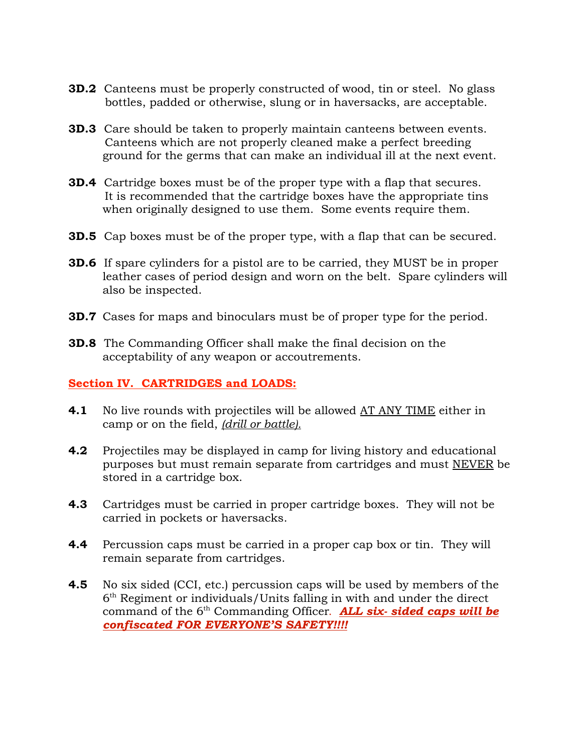**3D.2** Canteens must be properly constructed of wood, tin or steel. No glass bottles, padded or otherwise, slung or in haversacks, are acceptable.

**3D.3** Care should be taken to properly maintain canteens between events. Canteens which are not properly cleaned make a perfect breeding ground for the germs that can make an individual ill at the next event.

**3D.4** Cartridge boxes must be of the proper type with a flap that secures. It is recommended that the cartridge boxes have the appropriate tins when originally designed to use them. Some events require them.

**3D.5** Cap boxes must be of the proper type, with a flap that can be secured.

**3D.6** If spare cylinders for a pistol are to be carried, they MUST be in proper leather cases of period design and worn on the belt. Spare cylinders will also be inspected.

**3D.7** Cases for maps and binoculars must be of proper type for the period.

**3D.8** The Commanding Officer shall make the final decision on the acceptability of any weapon or accoutrements.

## Section IV. CARTRIDGES and LOADS:

**4.1** No live rounds with projectiles will be allowed <u>AT ANY TIME</u> either in camp or on the field, <u>*(drill or battle).*</u>

**4.2** Projectiles may be displayed in camp for living history and educational purposes but must remain separate from cartridges and must <u>NEVER</u> be stored in a cartridge box.

**4.3** Cartridges must be carried in proper cartridge boxes. They will not be carried in pockets or haversacks.

**4.4** Percussion caps must be carried in a proper cap box or tin. They will remain separate from cartridges.

**4.5** No six sided (CCI, etc.) percussion caps will be used by members of the 6th Regiment or individuals/Units falling in with and under the direct command of the 6th Commanding Officer. <u>***ALL six- sided caps will be confiscated FOR EVERYONE'S SAFETY!!!!***</u>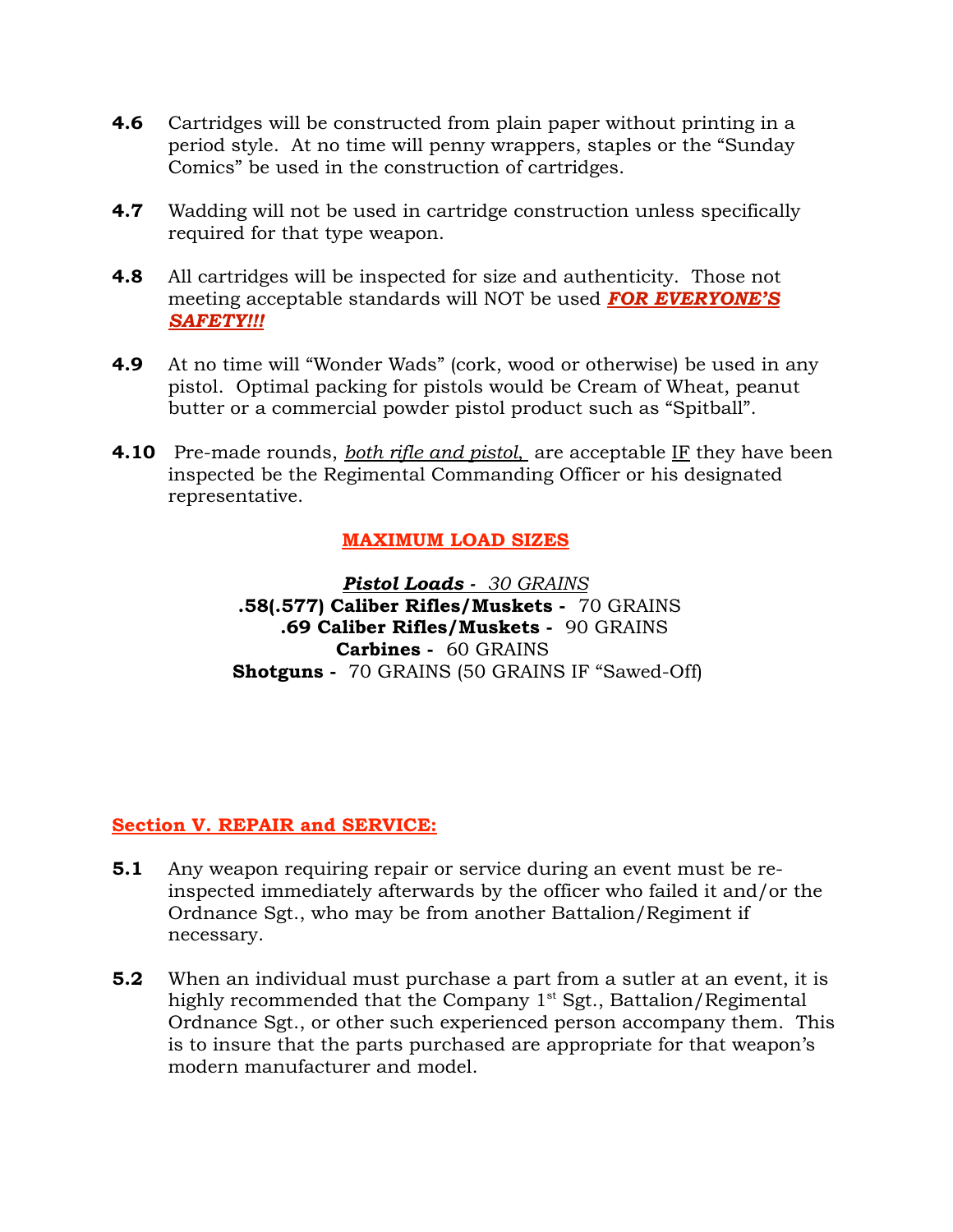**4.6** Cartridges will be constructed from plain paper without printing in a period style. At no time will penny wrappers, staples or the "Sunday Comics" be used in the construction of cartridges.

**4.7** Wadding will not be used in cartridge construction unless specifically required for that type weapon.

**4.8** All cartridges will be inspected for size and authenticity. Those not meeting acceptable standards will NOT be used ***FOR EVERYONE'S SAFETY!!!***

**4.9** At no time will "Wonder Wads" (cork, wood or otherwise) be used in any pistol. Optimal packing for pistols would be Cream of Wheat, peanut butter or a commercial powder pistol product such as "Spitball".

**4.10** Pre-made rounds, *both rifle and pistol,* are acceptable IF they have been inspected be the Regimental Commanding Officer or his designated representative.

**MAXIMUM LOAD SIZES**

***Pistol Loads*** - *30 GRAINS*
**.58(.577) Caliber Rifles/Muskets -** 70 GRAINS
**.69 Caliber Rifles/Muskets -** 90 GRAINS
**Carbines -** 60 GRAINS
**Shotguns -** 70 GRAINS (50 GRAINS IF "Sawed-Off)

## Section V. REPAIR and SERVICE:

**5.1** Any weapon requiring repair or service during an event must be re-inspected immediately afterwards by the officer who failed it and/or the Ordnance Sgt., who may be from another Battalion/Regiment if necessary.

**5.2** When an individual must purchase a part from a sutler at an event, it is highly recommended that the Company 1st Sgt., Battalion/Regimental Ordnance Sgt., or other such experienced person accompany them. This is to insure that the parts purchased are appropriate for that weapon's modern manufacturer and model.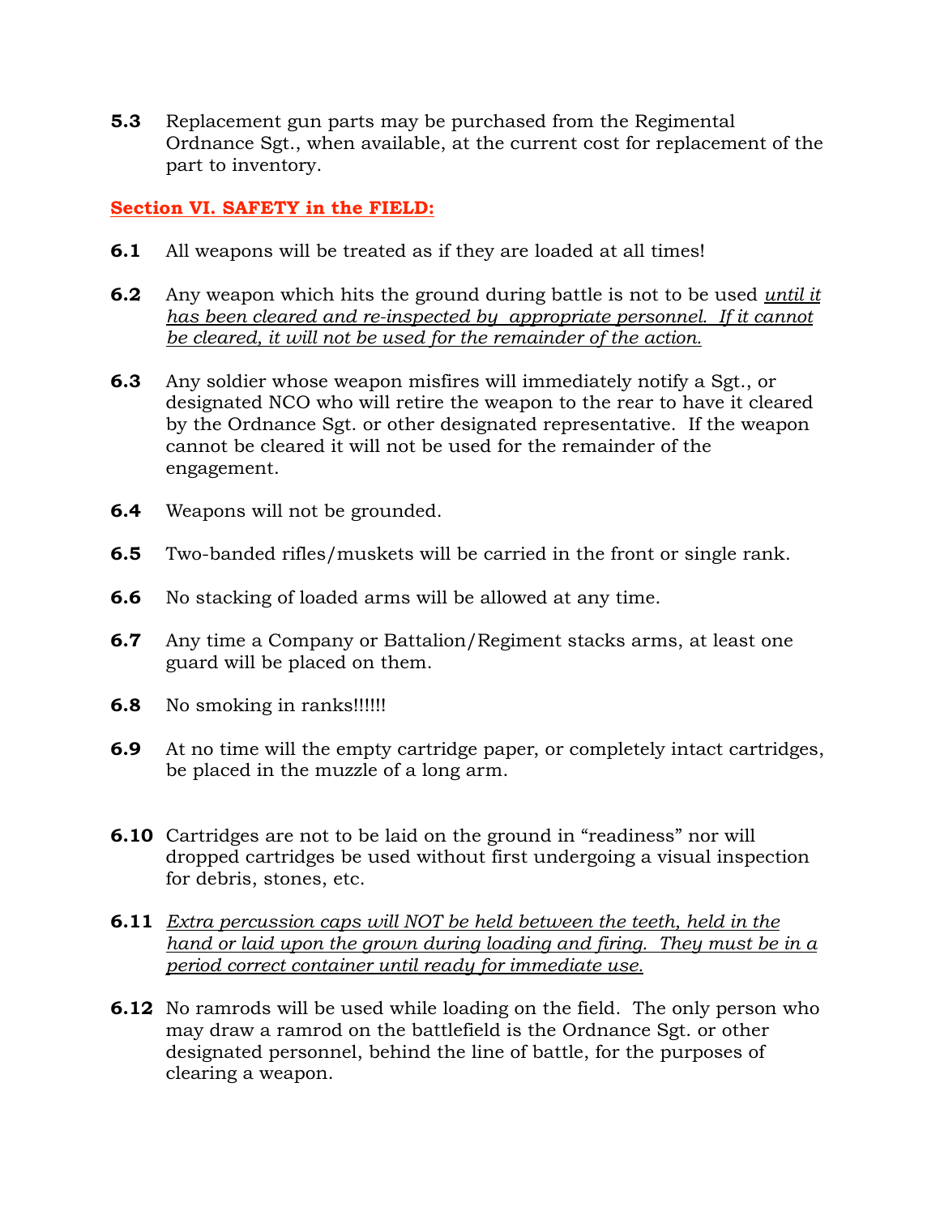**5.3** Replacement gun parts may be purchased from the Regimental Ordnance Sgt., when available, at the current cost for replacement of the part to inventory.

## Section VI. SAFETY in the FIELD:

**6.1** All weapons will be treated as if they are loaded at all times!

**6.2** Any weapon which hits the ground during battle is not to be used *until it has been cleared and re-inspected by appropriate personnel. If it cannot be cleared, it will not be used for the remainder of the action.*

**6.3** Any soldier whose weapon misfires will immediately notify a Sgt., or designated NCO who will retire the weapon to the rear to have it cleared by the Ordnance Sgt. or other designated representative. If the weapon cannot be cleared it will not be used for the remainder of the engagement.

**6.4** Weapons will not be grounded.

**6.5** Two-banded rifles/muskets will be carried in the front or single rank.

**6.6** No stacking of loaded arms will be allowed at any time.

**6.7** Any time a Company or Battalion/Regiment stacks arms, at least one guard will be placed on them.

**6.8** No smoking in ranks!!!!!!

**6.9** At no time will the empty cartridge paper, or completely intact cartridges, be placed in the muzzle of a long arm.

**6.10** Cartridges are not to be laid on the ground in "readiness" nor will dropped cartridges be used without first undergoing a visual inspection for debris, stones, etc.

**6.11** *Extra percussion caps will NOT be held between the teeth, held in the hand or laid upon the grown during loading and firing. They must be in a period correct container until ready for immediate use.*

**6.12** No ramrods will be used while loading on the field. The only person who may draw a ramrod on the battlefield is the Ordnance Sgt. or other designated personnel, behind the line of battle, for the purposes of clearing a weapon.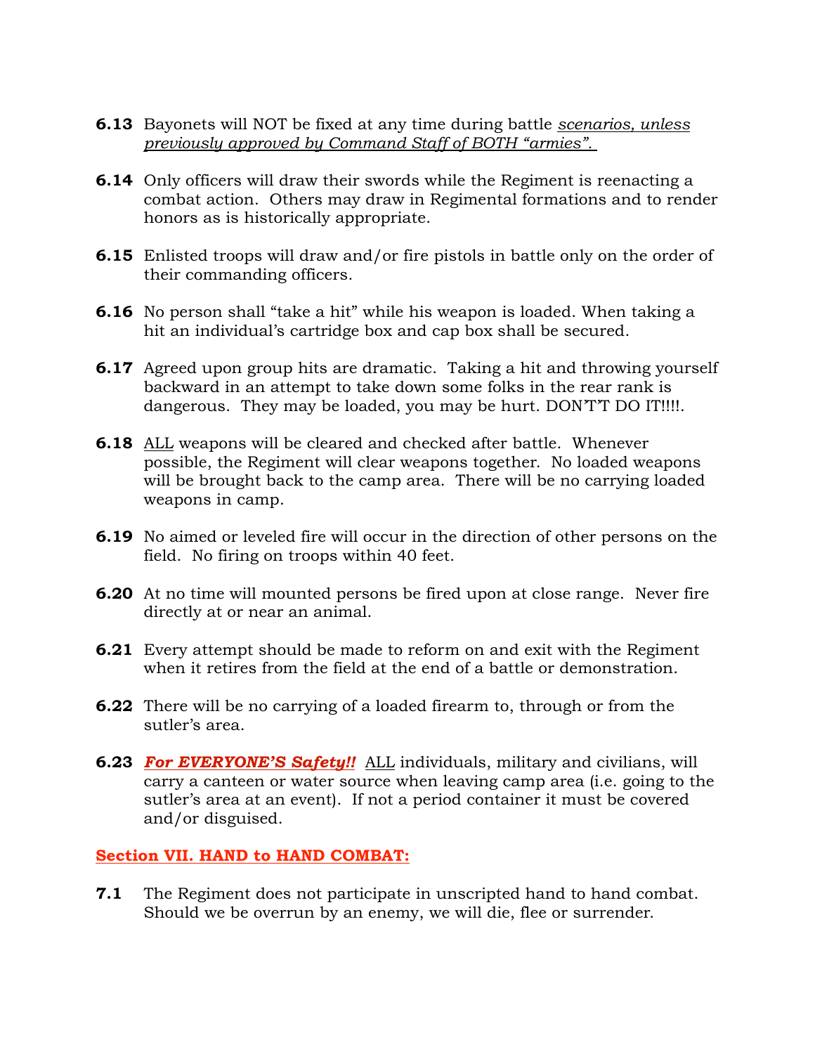**6.13** Bayonets will NOT be fixed at any time during battle <u>*scenarios, unless previously approved by Command Staff of BOTH "armies".*</u>

**6.14** Only officers will draw their swords while the Regiment is reenacting a combat action. Others may draw in Regimental formations and to render honors as is historically appropriate.

**6.15** Enlisted troops will draw and/or fire pistols in battle only on the order of their commanding officers.

**6.16** No person shall "take a hit" while his weapon is loaded. When taking a hit an individual's cartridge box and cap box shall be secured.

**6.17** Agreed upon group hits are dramatic. Taking a hit and throwing yourself backward in an attempt to take down some folks in the rear rank is dangerous. They may be loaded, you may be hurt. DON'T'T DO IT!!!!.

**6.18** <u>ALL</u> weapons will be cleared and checked after battle. Whenever possible, the Regiment will clear weapons together. No loaded weapons will be brought back to the camp area. There will be no carrying loaded weapons in camp.

**6.19** No aimed or leveled fire will occur in the direction of other persons on the field. No firing on troops within 40 feet.

**6.20** At no time will mounted persons be fired upon at close range. Never fire directly at or near an animal.

**6.21** Every attempt should be made to reform on and exit with the Regiment when it retires from the field at the end of a battle or demonstration.

**6.22** There will be no carrying of a loaded firearm to, through or from the sutler's area.

**6.23** <u>***For EVERYONE'S Safety!!***</u> <u>ALL</u> individuals, military and civilians, will carry a canteen or water source when leaving camp area (i.e. going to the sutler's area at an event). If not a period container it must be covered and/or disguised.

## <u>Section VII. HAND to HAND COMBAT:</u>

**7.1** The Regiment does not participate in unscripted hand to hand combat. Should we be overrun by an enemy, we will die, flee or surrender.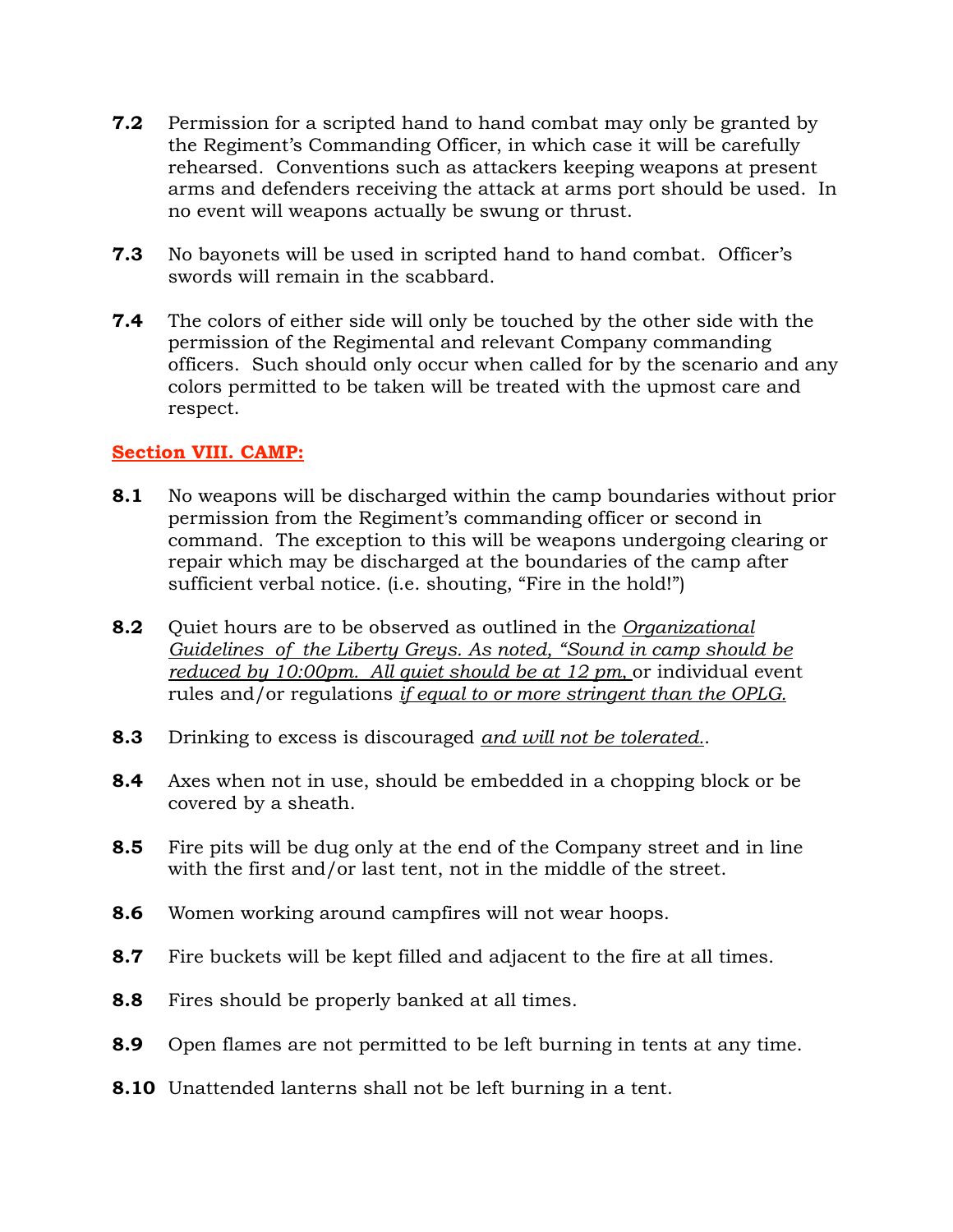**7.2** Permission for a scripted hand to hand combat may only be granted by the Regiment's Commanding Officer, in which case it will be carefully rehearsed. Conventions such as attackers keeping weapons at present arms and defenders receiving the attack at arms port should be used. In no event will weapons actually be swung or thrust.

**7.3** No bayonets will be used in scripted hand to hand combat. Officer's swords will remain in the scabbard.

**7.4** The colors of either side will only be touched by the other side with the permission of the Regimental and relevant Company commanding officers. Such should only occur when called for by the scenario and any colors permitted to be taken will be treated with the upmost care and respect.

## Section VIII. CAMP:

**8.1** No weapons will be discharged within the camp boundaries without prior permission from the Regiment's commanding officer or second in command. The exception to this will be weapons undergoing clearing or repair which may be discharged at the boundaries of the camp after sufficient verbal notice. (i.e. shouting, "Fire in the hold!")

**8.2** Quiet hours are to be observed as outlined in the *Organizational Guidelines of the Liberty Greys. As noted, "Sound in camp should be reduced by 10:00pm. All quiet should be at 12 pm,* or individual event rules and/or regulations *if equal to or more stringent than the OPLG.*

**8.3** Drinking to excess is discouraged *and will not be tolerated.*.

**8.4** Axes when not in use, should be embedded in a chopping block or be covered by a sheath.

**8.5** Fire pits will be dug only at the end of the Company street and in line with the first and/or last tent, not in the middle of the street.

**8.6** Women working around campfires will not wear hoops.

**8.7** Fire buckets will be kept filled and adjacent to the fire at all times.

**8.8** Fires should be properly banked at all times.

**8.9** Open flames are not permitted to be left burning in tents at any time.

**8.10** Unattended lanterns shall not be left burning in a tent.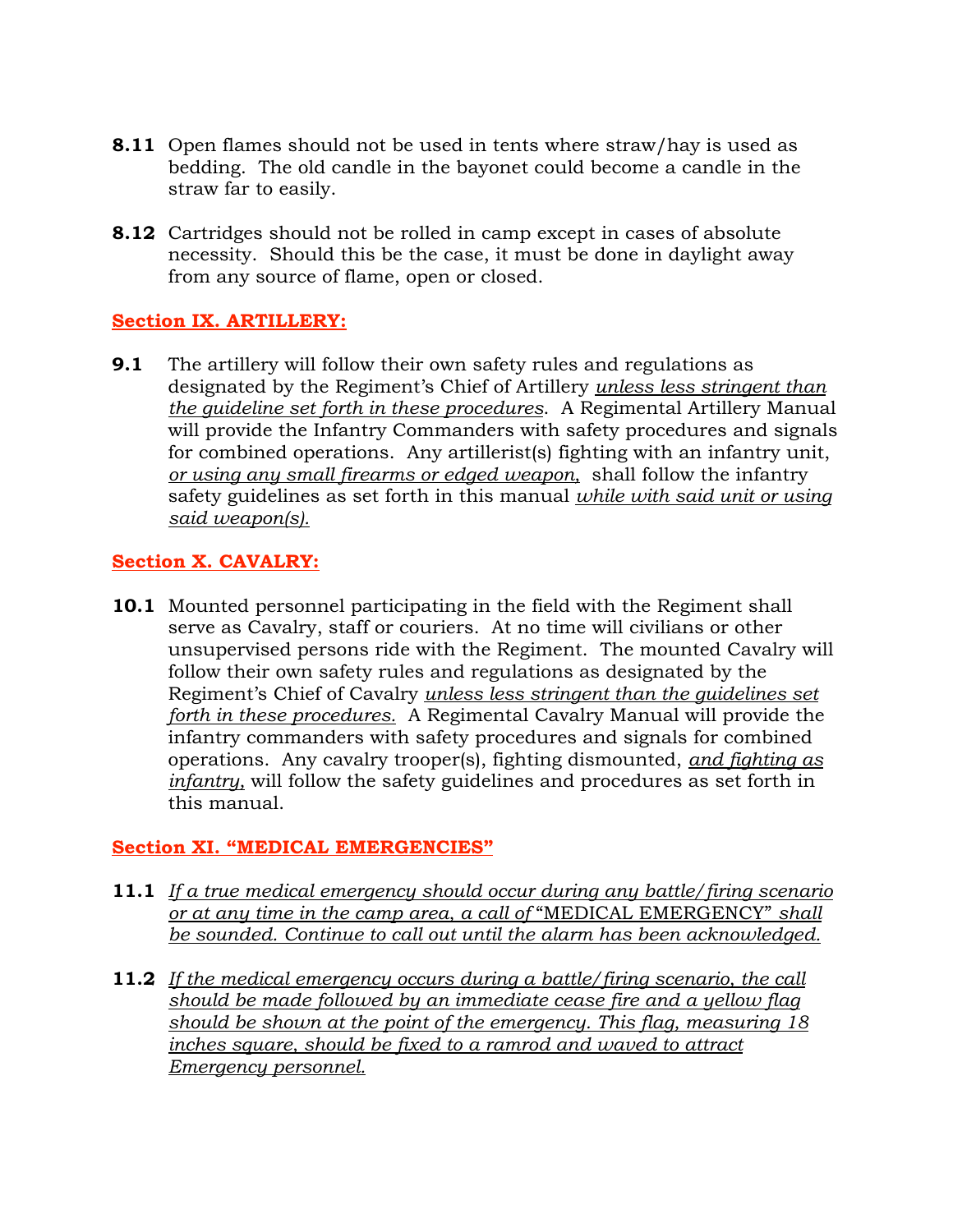**8.11** Open flames should not be used in tents where straw/hay is used as bedding. The old candle in the bayonet could become a candle in the straw far to easily.

**8.12** Cartridges should not be rolled in camp except in cases of absolute necessity. Should this be the case, it must be done in daylight away from any source of flame, open or closed.

## Section IX. ARTILLERY:

**9.1** The artillery will follow their own safety rules and regulations as designated by the Regiment's Chief of Artillery *unless less stringent than the guideline set forth in these procedures*. A Regimental Artillery Manual will provide the Infantry Commanders with safety procedures and signals for combined operations. Any artillerist(s) fighting with an infantry unit, *or using any small firearms or edged weapon,* shall follow the infantry safety guidelines as set forth in this manual *while with said unit or using said weapon(s).*

## Section X. CAVALRY:

**10.1** Mounted personnel participating in the field with the Regiment shall serve as Cavalry, staff or couriers. At no time will civilians or other unsupervised persons ride with the Regiment. The mounted Cavalry will follow their own safety rules and regulations as designated by the Regiment's Chief of Cavalry *unless less stringent than the guidelines set forth in these procedures.* A Regimental Cavalry Manual will provide the infantry commanders with safety procedures and signals for combined operations. Any cavalry trooper(s), fighting dismounted, *and fighting as infantry,* will follow the safety guidelines and procedures as set forth in this manual.

## Section XI. "MEDICAL EMERGENCIES"

**11.1** *If a true medical emergency should occur during any battle/firing scenario or at any time in the camp area, a call of* "MEDICAL EMERGENCY" *shall be sounded. Continue to call out until the alarm has been acknowledged.*

**11.2** *If the medical emergency occurs during a battle/firing scenario, the call should be made followed by an immediate cease fire and a yellow flag should be shown at the point of the emergency. This flag, measuring 18 inches square, should be fixed to a ramrod and waved to attract Emergency personnel.*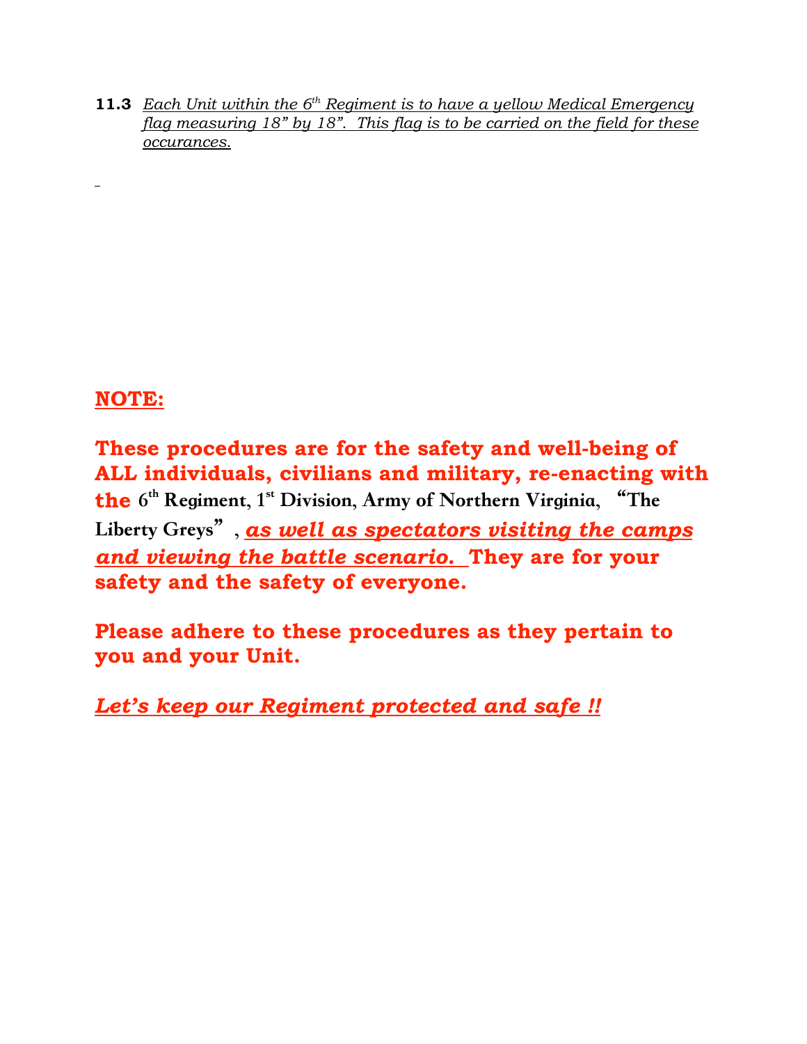**11.3** *Each Unit within the 6th Regiment is to have a yellow Medical Emergency flag measuring 18" by 18". This flag is to be carried on the field for these occurances.*

**NOTE:**

**These procedures are for the safety and well-being of ALL individuals, civilians and military, re-enacting with the 6th Regiment, 1st Division, Army of Northern Virginia, "The Liberty Greys", *as well as spectators visiting the camps and viewing the battle scenario.* They are for your safety and the safety of everyone.**

**Please adhere to these procedures as they pertain to you and your Unit.**

***Let's keep our Regiment protected and safe !!***